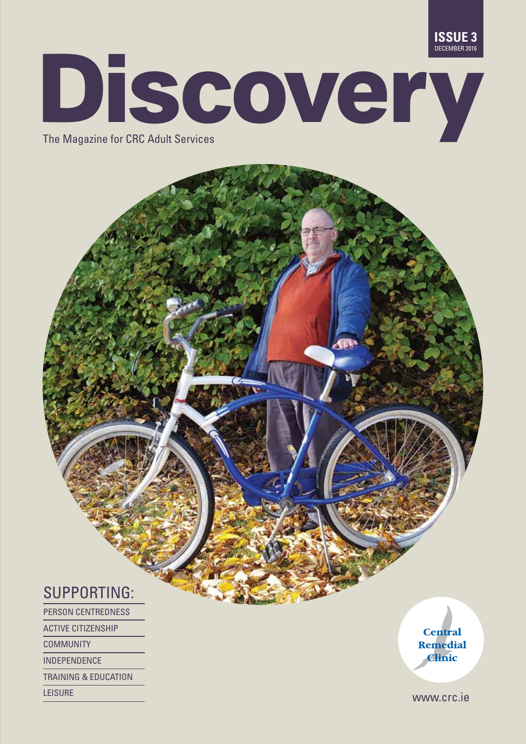ISSUE 3
DECEMBER 2016

# Discovery

The Magazine for CRC Adult Services

## SUPPORTING:

- PERSON CENTREDNESS
- ACTIVE CITIZENSHIP
- COMMUNITY
- INDEPENDENCE
- TRAINING & EDUCATION
- LEISURE

Central Remedial Clinic

www.crc.ie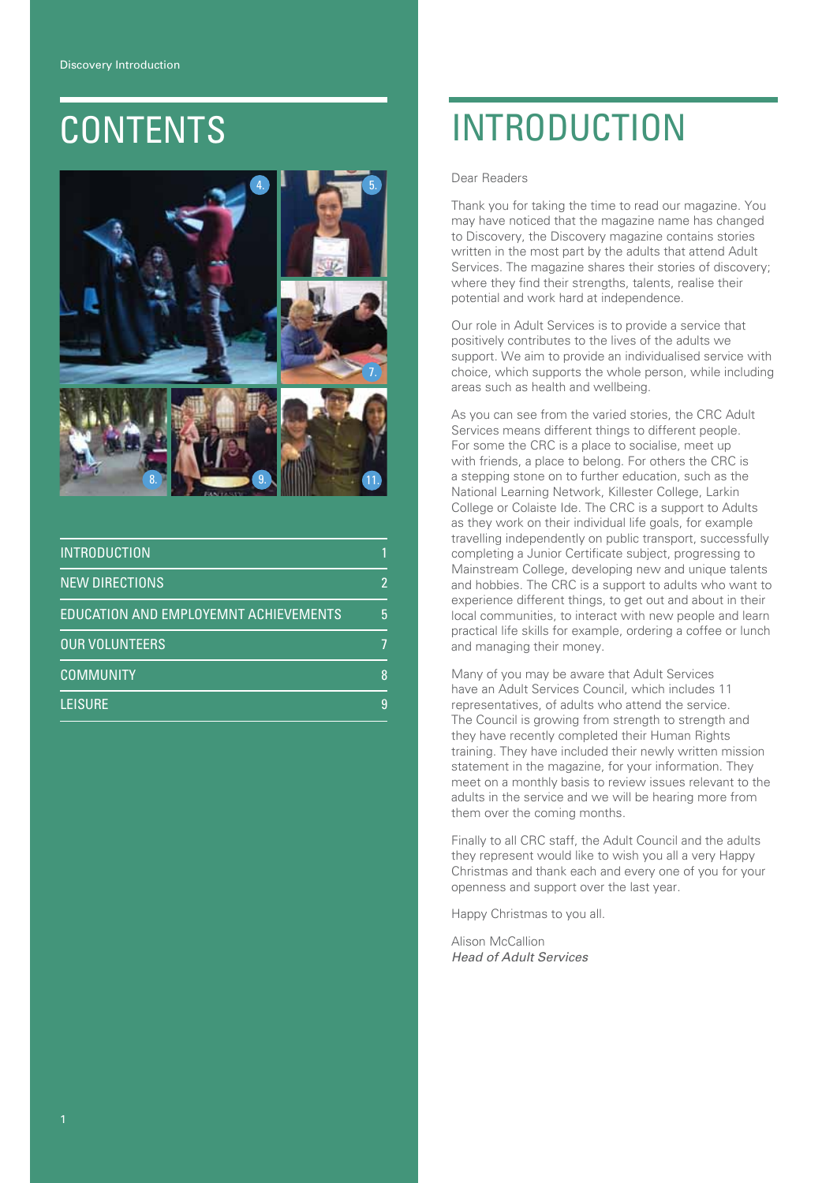# CONTENTS

| | |
|---|---|
| INTRODUCTION | 1 |
| NEW DIRECTIONS | 2 |
| EDUCATION AND EMPLOYEMNT ACHIEVEMENTS | 5 |
| OUR VOLUNTEERS | 7 |
| COMMUNITY | 8 |
| LEISURE | 9 |

# INTRODUCTION

Dear Readers

Thank you for taking the time to read our magazine. You may have noticed that the magazine name has changed to Discovery, the Discovery magazine contains stories written in the most part by the adults that attend Adult Services. The magazine shares their stories of discovery; where they find their strengths, talents, realise their potential and work hard at independence.

Our role in Adult Services is to provide a service that positively contributes to the lives of the adults we support. We aim to provide an individualised service with choice, which supports the whole person, while including areas such as health and wellbeing.

As you can see from the varied stories, the CRC Adult Services means different things to different people. For some the CRC is a place to socialise, meet up with friends, a place to belong. For others the CRC is a stepping stone on to further education, such as the National Learning Network, Killester College, Larkin College or Colaiste Ide. The CRC is a support to Adults as they work on their individual life goals, for example travelling independently on public transport, successfully completing a Junior Certificate subject, progressing to Mainstream College, developing new and unique talents and hobbies. The CRC is a support to adults who want to experience different things, to get out and about in their local communities, to interact with new people and learn practical life skills for example, ordering a coffee or lunch and managing their money.

Many of you may be aware that Adult Services have an Adult Services Council, which includes 11 representatives, of adults who attend the service. The Council is growing from strength to strength and they have recently completed their Human Rights training. They have included their newly written mission statement in the magazine, for your information. They meet on a monthly basis to review issues relevant to the adults in the service and we will be hearing more from them over the coming months.

Finally to all CRC staff, the Adult Council and the adults they represent would like to wish you all a very Happy Christmas and thank each and every one of you for your openness and support over the last year.

Happy Christmas to you all.

Alison McCallion
*Head of Adult Services*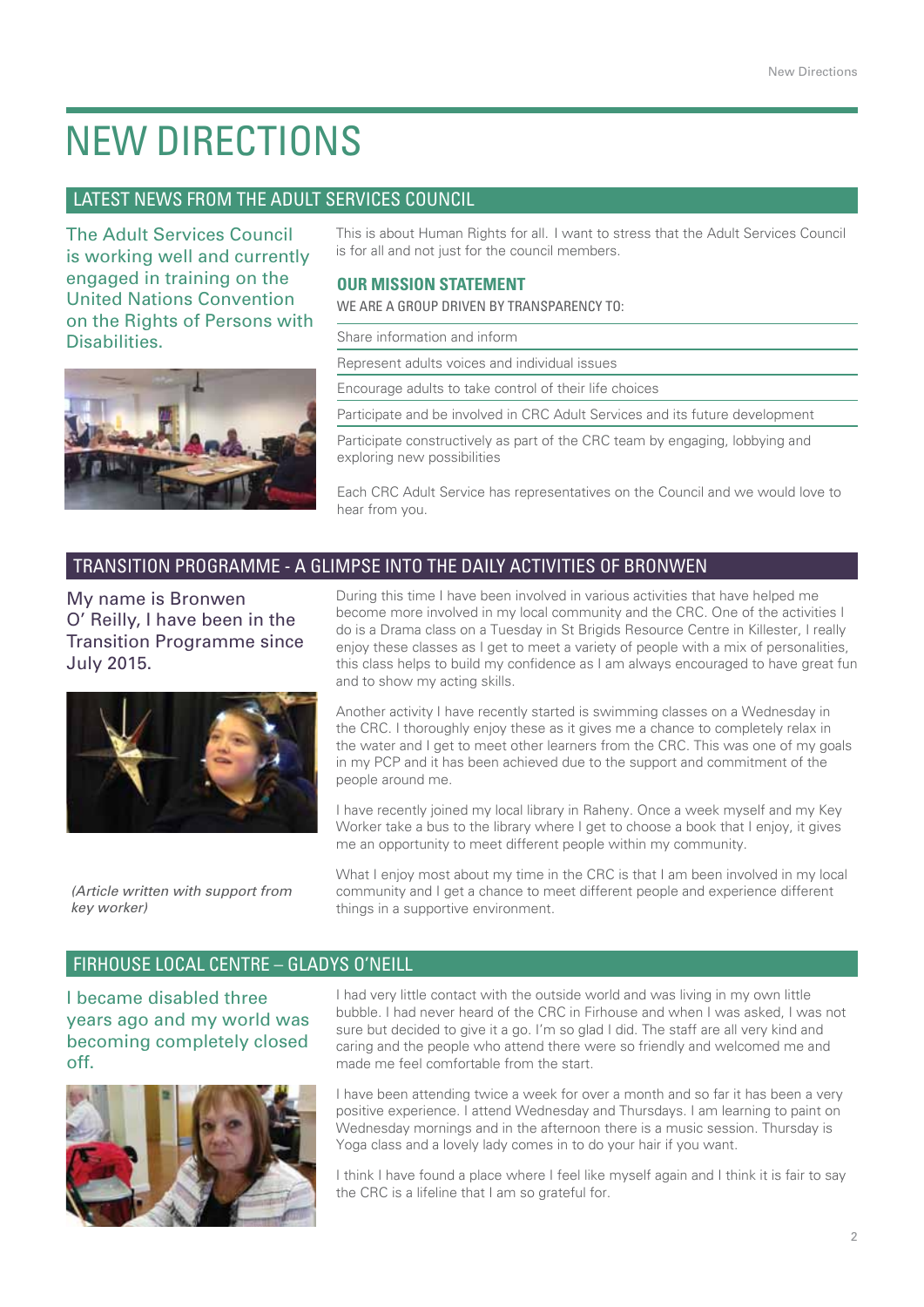# NEW DIRECTIONS

## LATEST NEWS FROM THE ADULT SERVICES COUNCIL

The Adult Services Council is working well and currently engaged in training on the United Nations Convention on the Rights of Persons with Disabilities.

This is about Human Rights for all. I want to stress that the Adult Services Council is for all and not just for the council members.

### OUR MISSION STATEMENT

WE ARE A GROUP DRIVEN BY TRANSPARENCY TO:

- Share information and inform
- Represent adults voices and individual issues
- Encourage adults to take control of their life choices
- Participate and be involved in CRC Adult Services and its future development
- Participate constructively as part of the CRC team by engaging, lobbying and exploring new possibilities

Each CRC Adult Service has representatives on the Council and we would love to hear from you.

## TRANSITION PROGRAMME - A GLIMPSE INTO THE DAILY ACTIVITIES OF BRONWEN

My name is Bronwen O' Reilly, I have been in the Transition Programme since July 2015.

During this time I have been involved in various activities that have helped me become more involved in my local community and the CRC. One of the activities I do is a Drama class on a Tuesday in St Brigids Resource Centre in Killester, I really enjoy these classes as I get to meet a variety of people with a mix of personalities, this class helps to build my confidence as I am always encouraged to have great fun and to show my acting skills.

Another activity I have recently started is swimming classes on a Wednesday in the CRC. I thoroughly enjoy these as it gives me a chance to completely relax in the water and I get to meet other learners from the CRC. This was one of my goals in my PCP and it has been achieved due to the support and commitment of the people around me.

I have recently joined my local library in Raheny. Once a week myself and my Key Worker take a bus to the library where I get to choose a book that I enjoy, it gives me an opportunity to meet different people within my community.

What I enjoy most about my time in the CRC is that I am been involved in my local community and I get a chance to meet different people and experience different things in a supportive environment.

*(Article written with support from key worker)*

## FIRHOUSE LOCAL CENTRE – GLADYS O'NEILL

I became disabled three years ago and my world was becoming completely closed off.

I had very little contact with the outside world and was living in my own little bubble. I had never heard of the CRC in Firhouse and when I was asked, I was not sure but decided to give it a go. I'm so glad I did. The staff are all very kind and caring and the people who attend there were so friendly and welcomed me and made me feel comfortable from the start.

I have been attending twice a week for over a month and so far it has been a very positive experience. I attend Wednesday and Thursdays. I am learning to paint on Wednesday mornings and in the afternoon there is a music session. Thursday is Yoga class and a lovely lady comes in to do your hair if you want.

I think I have found a place where I feel like myself again and I think it is fair to say the CRC is a lifeline that I am so grateful for.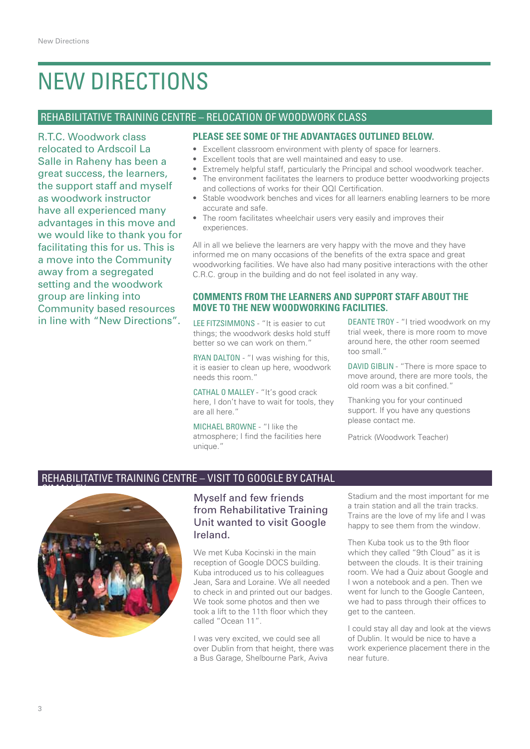# NEW DIRECTIONS

## REHABILITATIVE TRAINING CENTRE – RELOCATION OF WOODWORK CLASS

R.T.C. Woodwork class relocated to Ardscoil La Salle in Raheny has been a great success, the learners, the support staff and myself as woodwork instructor have all experienced many advantages in this move and we would like to thank you for facilitating this for us. This is a move into the Community away from a segregated setting and the woodwork group are linking into Community based resources in line with "New Directions".

### PLEASE SEE SOME OF THE ADVANTAGES OUTLINED BELOW.

- Excellent classroom environment with plenty of space for learners.
- Excellent tools that are well maintained and easy to use.
- Extremely helpful staff, particularly the Principal and school woodwork teacher.
- The environment facilitates the learners to produce better woodworking projects and collections of works for their QQI Certification.
- Stable woodwork benches and vices for all learners enabling learners to be more accurate and safe.
- The room facilitates wheelchair users very easily and improves their experiences.

All in all we believe the learners are very happy with the move and they have informed me on many occasions of the benefits of the extra space and great woodworking facilities. We have also had many positive interactions with the other C.R.C. group in the building and do not feel isolated in any way.

### COMMENTS FROM THE LEARNERS AND SUPPORT STAFF ABOUT THE MOVE TO THE NEW WOODWORKING FACILITIES.

LEE FITZSIMMONS - "It is easier to cut things; the woodwork desks hold stuff better so we can work on them."

RYAN DALTON - "I was wishing for this, it is easier to clean up here, woodwork needs this room."

CATHAL O MALLEY - "It's good crack here, I don't have to wait for tools, they are all here."

MICHAEL BROWNE - "I like the atmosphere; I find the facilities here unique."

DEANTE TROY - "I tried woodwork on my trial week, there is more room to move around here, the other room seemed too small."

DAVID GIBLIN - "There is more space to move around, there are more tools, the old room was a bit confined."

Thanking you for your continued support. If you have any questions please contact me.

Patrick (Woodwork Teacher)

## REHABILITATIVE TRAINING CENTRE – VISIT TO GOOGLE BY CATHAL O'MALLEY

### Myself and few friends from Rehabilitative Training Unit wanted to visit Google Ireland.

We met Kuba Kocinski in the main reception of Google DOCS building. Kuba introduced us to his colleagues Jean, Sara and Loraine. We all needed to check in and printed out our badges. We took some photos and then we took a lift to the 11th floor which they called "Ocean 11".

I was very excited, we could see all over Dublin from that height, there was a Bus Garage, Shelbourne Park, Aviva Stadium and the most important for me a train station and all the train tracks. Trains are the love of my life and I was happy to see them from the window.

Then Kuba took us to the 9th floor which they called "9th Cloud" as it is between the clouds. It is their training room. We had a Quiz about Google and I won a notebook and a pen. Then we went for lunch to the Google Canteen, we had to pass through their offices to get to the canteen.

I could stay all day and look at the views of Dublin. It would be nice to have a work experience placement there in the near future.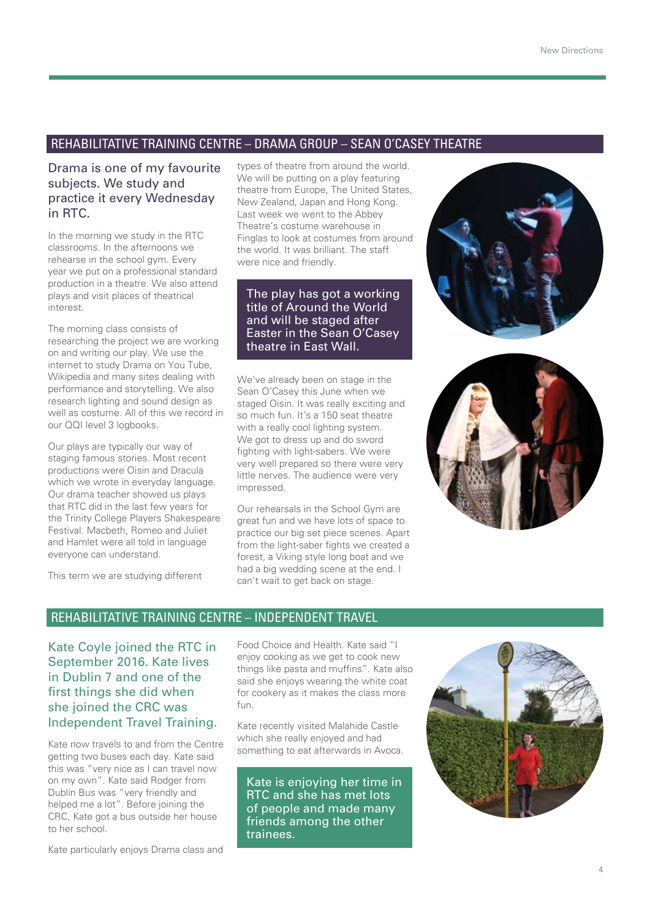## REHABILITATIVE TRAINING CENTRE – DRAMA GROUP – SEAN O'CASEY THEATRE

### Drama is one of my favourite subjects. We study and practice it every Wednesday in RTC.

In the morning we study in the RTC classrooms. In the afternoons we rehearse in the school gym. Every year we put on a professional standard production in a theatre. We also attend plays and visit places of theatrical interest.

The morning class consists of researching the project we are working on and writing our play. We use the internet to study Drama on You Tube, Wikipedia and many sites dealing with performance and storytelling. We also research lighting and sound design as well as costume. All of this we record in our QQI level 3 logbooks.

Our plays are typically our way of staging famous stories. Most recent productions were Oisin and Dracula which we wrote in everyday language. Our drama teacher showed us plays that RTC did in the last few years for the Trinity College Players Shakespeare Festival. Macbeth, Romeo and Juliet and Hamlet were all told in language everyone can understand.

This term we are studying different types of theatre from around the world. We will be putting on a play featuring theatre from Europe, The United States, New Zealand, Japan and Hong Kong. Last week we went to the Abbey Theatre's costume warehouse in Finglas to look at costumes from around the world. It was brilliant. The staff were nice and friendly.

> The play has got a working title of Around the World and will be staged after Easter in the Sean O'Casey theatre in East Wall.

We've already been on stage in the Sean O'Casey this June when we staged Oisin. It was really exciting and so much fun. It's a 150 seat theatre with a really cool lighting system. We got to dress up and do sword fighting with light-sabers. We were very well prepared so there were very little nerves. The audience were very impressed.

Our rehearsals in the School Gym are great fun and we have lots of space to practice our big set piece scenes. Apart from the light-saber fights we created a forest, a Viking style long boat and we had a big wedding scene at the end. I can't wait to get back on stage.

## REHABILITATIVE TRAINING CENTRE – INDEPENDENT TRAVEL

### Kate Coyle joined the RTC in September 2016. Kate lives in Dublin 7 and one of the first things she did when she joined the CRC was Independent Travel Training.

Kate now travels to and from the Centre getting two buses each day. Kate said this was "very nice as I can travel now on my own". Kate said Rodger from Dublin Bus was "very friendly and helped me a lot". Before joining the CRC, Kate got a bus outside her house to her school.

Kate particularly enjoys Drama class and Food Choice and Health. Kate said "I enjoy cooking as we get to cook new things like pasta and muffins". Kate also said she enjoys wearing the white coat for cookery as it makes the class more fun.

Kate recently visited Malahide Castle which she really enjoyed and had something to eat afterwards in Avoca.

> Kate is enjoying her time in RTC and she has met lots of people and made many friends among the other trainees.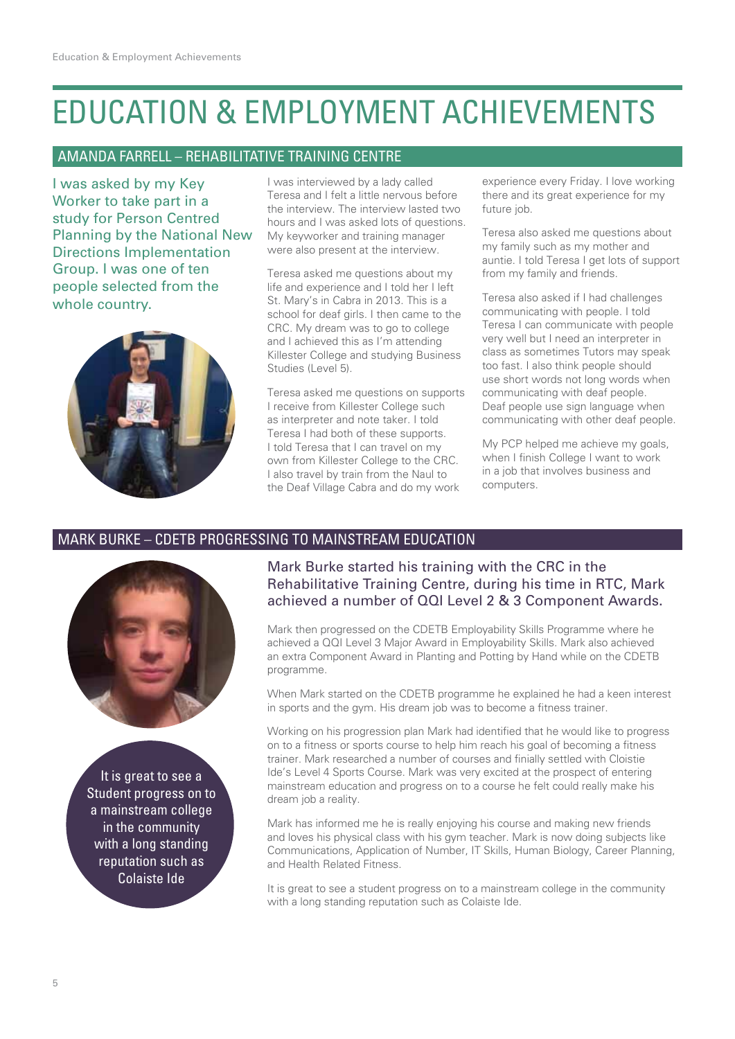# EDUCATION & EMPLOYMENT ACHIEVEMENTS

## AMANDA FARRELL – REHABILITATIVE TRAINING CENTRE

I was asked by my Key Worker to take part in a study for Person Centred Planning by the National New Directions Implementation Group. I was one of ten people selected from the whole country.

I was interviewed by a lady called Teresa and I felt a little nervous before the interview. The interview lasted two hours and I was asked lots of questions. My keyworker and training manager were also present at the interview.

Teresa asked me questions about my life and experience and I told her I left St. Mary's in Cabra in 2013. This is a school for deaf girls. I then came to the CRC. My dream was to go to college and I achieved this as I'm attending Killester College and studying Business Studies (Level 5).

Teresa asked me questions on supports I receive from Killester College such as interpreter and note taker. I told Teresa I had both of these supports. I told Teresa that I can travel on my own from Killester College to the CRC. I also travel by train from the Naul to the Deaf Village Cabra and do my work experience every Friday. I love working there and its great experience for my future job.

Teresa also asked me questions about my family such as my mother and auntie. I told Teresa I get lots of support from my family and friends.

Teresa also asked if I had challenges communicating with people. I told Teresa I can communicate with people very well but I need an interpreter in class as sometimes Tutors may speak too fast. I also think people should use short words not long words when communicating with deaf people. Deaf people use sign language when communicating with other deaf people.

My PCP helped me achieve my goals, when I finish College I want to work in a job that involves business and computers.

## MARK BURKE – CDETB PROGRESSING TO MAINSTREAM EDUCATION

Mark Burke started his training with the CRC in the Rehabilitative Training Centre, during his time in RTC, Mark achieved a number of QQI Level 2 & 3 Component Awards.

Mark then progressed on the CDETB Employability Skills Programme where he achieved a QQI Level 3 Major Award in Employability Skills. Mark also achieved an extra Component Award in Planting and Potting by Hand while on the CDETB programme.

When Mark started on the CDETB programme he explained he had a keen interest in sports and the gym. His dream job was to become a fitness trainer.

Working on his progression plan Mark had identified that he would like to progress on to a fitness or sports course to help him reach his goal of becoming a fitness trainer. Mark researched a number of courses and finially settled with Cloistie Ide's Level 4 Sports Course. Mark was very excited at the prospect of entering mainstream education and progress on to a course he felt could really make his dream job a reality.

Mark has informed me he is really enjoying his course and making new friends and loves his physical class with his gym teacher. Mark is now doing subjects like Communications, Application of Number, IT Skills, Human Biology, Career Planning, and Health Related Fitness.

It is great to see a student progress on to a mainstream college in the community with a long standing reputation such as Colaiste Ide.

It is great to see a Student progress on to a mainstream college in the community with a long standing reputation such as Colaiste Ide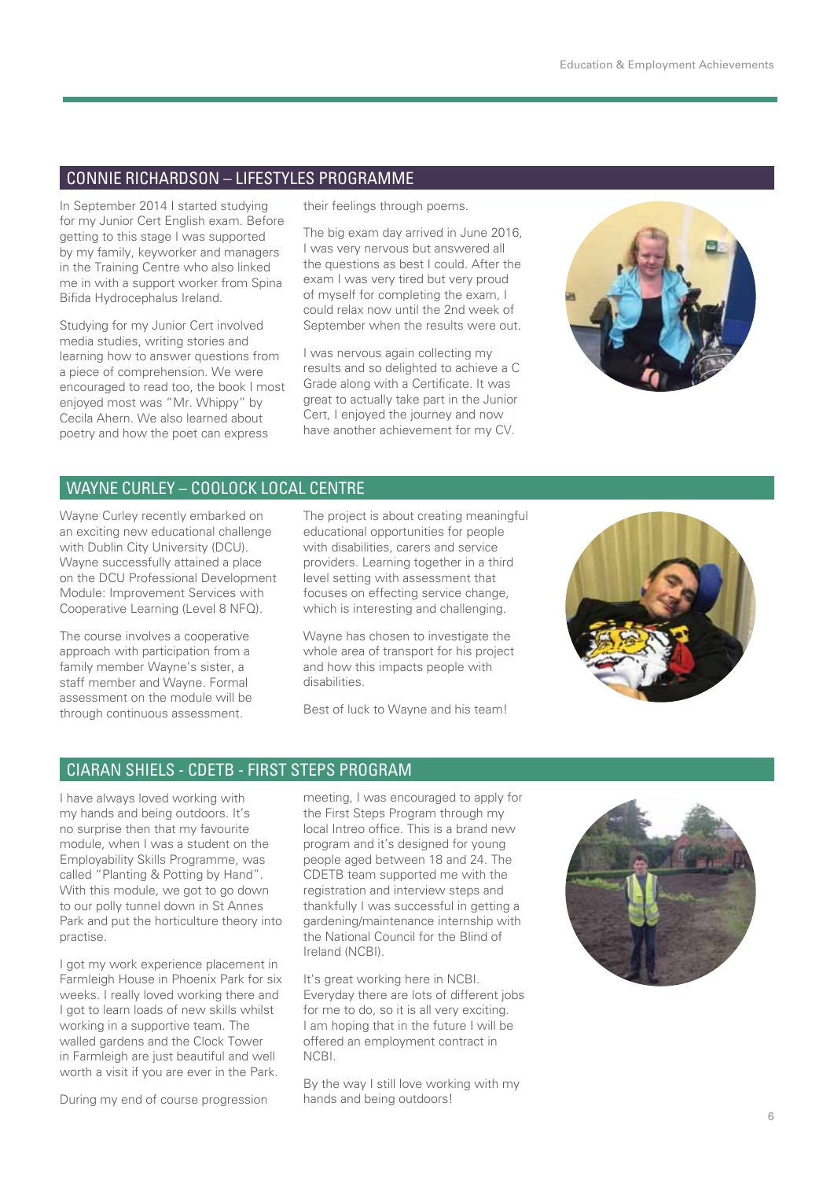## CONNIE RICHARDSON – LIFESTYLES PROGRAMME

In September 2014 I started studying for my Junior Cert English exam. Before getting to this stage I was supported by my family, keyworker and managers in the Training Centre who also linked me in with a support worker from Spina Bifida Hydrocephalus Ireland.

Studying for my Junior Cert involved media studies, writing stories and learning how to answer questions from a piece of comprehension. We were encouraged to read too, the book I most enjoyed most was "Mr. Whippy" by Cecila Ahern. We also learned about poetry and how the poet can express their feelings through poems.

The big exam day arrived in June 2016, I was very nervous but answered all the questions as best I could. After the exam I was very tired but very proud of myself for completing the exam, I could relax now until the 2nd week of September when the results were out.

I was nervous again collecting my results and so delighted to achieve a C Grade along with a Certificate. It was great to actually take part in the Junior Cert, I enjoyed the journey and now have another achievement for my CV.

## WAYNE CURLEY – COOLOCK LOCAL CENTRE

Wayne Curley recently embarked on an exciting new educational challenge with Dublin City University (DCU). Wayne successfully attained a place on the DCU Professional Development Module: Improvement Services with Cooperative Learning (Level 8 NFQ).

The course involves a cooperative approach with participation from a family member Wayne's sister, a staff member and Wayne. Formal assessment on the module will be through continuous assessment.

The project is about creating meaningful educational opportunities for people with disabilities, carers and service providers. Learning together in a third level setting with assessment that focuses on effecting service change, which is interesting and challenging.

Wayne has chosen to investigate the whole area of transport for his project and how this impacts people with disabilities.

Best of luck to Wayne and his team!

## CIARAN SHIELS - CDETB - FIRST STEPS PROGRAM

I have always loved working with my hands and being outdoors. It's no surprise then that my favourite module, when I was a student on the Employability Skills Programme, was called "Planting & Potting by Hand". With this module, we got to go down to our polly tunnel down in St Annes Park and put the horticulture theory into practise.

I got my work experience placement in Farmleigh House in Phoenix Park for six weeks. I really loved working there and I got to learn loads of new skills whilst working in a supportive team. The walled gardens and the Clock Tower in Farmleigh are just beautiful and well worth a visit if you are ever in the Park.

During my end of course progression meeting, I was encouraged to apply for the First Steps Program through my local Intreo office. This is a brand new program and it's designed for young people aged between 18 and 24. The CDETB team supported me with the registration and interview steps and thankfully I was successful in getting a gardening/maintenance internship with the National Council for the Blind of Ireland (NCBI).

It's great working here in NCBI. Everyday there are lots of different jobs for me to do, so it is all very exciting. I am hoping that in the future I will be offered an employment contract in NCBI.

By the way I still love working with my hands and being outdoors!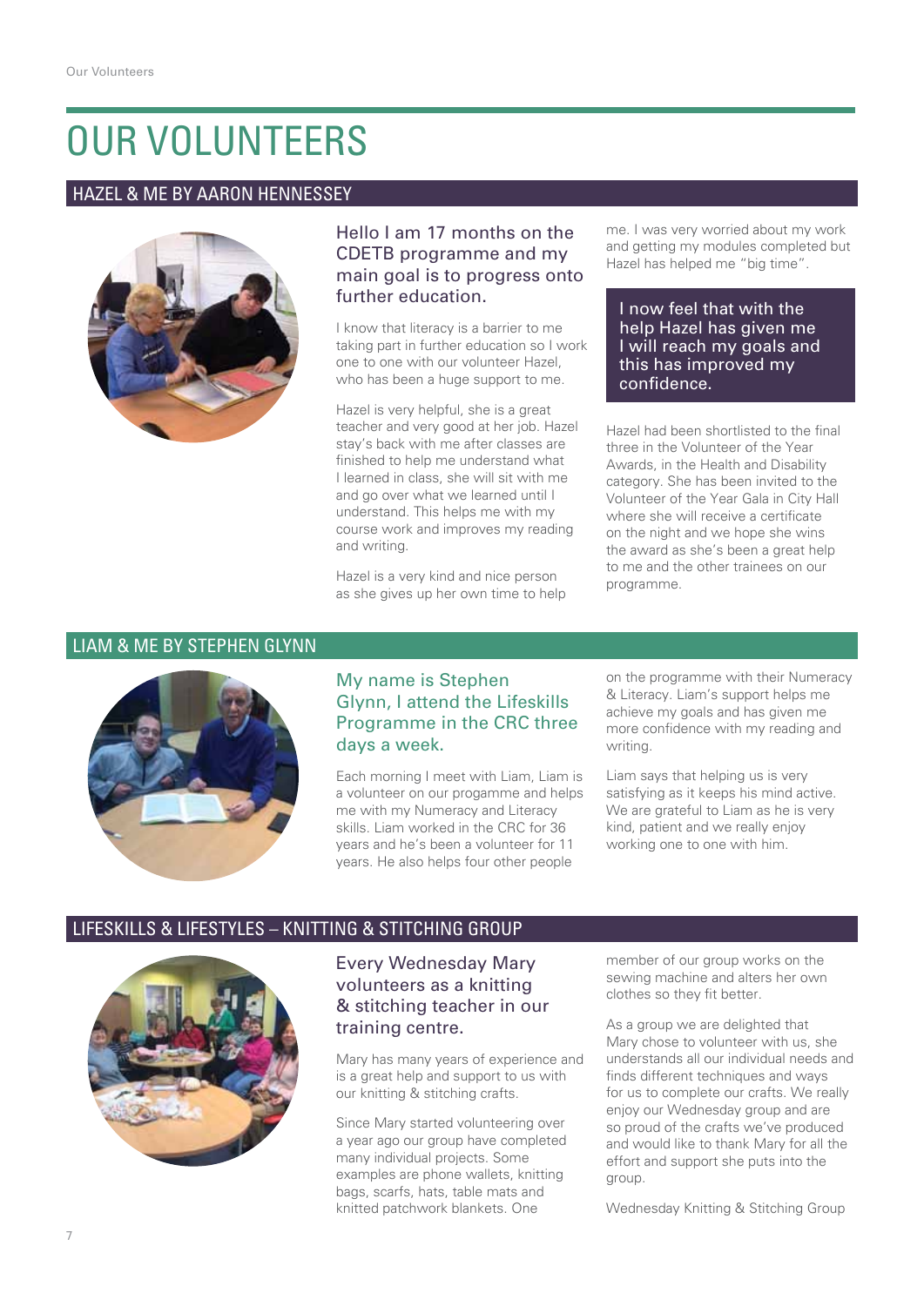# OUR VOLUNTEERS

## HAZEL & ME BY AARON HENNESSEY

Hello I am 17 months on the CDETB programme and my main goal is to progress onto further education.

I know that literacy is a barrier to me taking part in further education so I work one to one with our volunteer Hazel, who has been a huge support to me.

Hazel is very helpful, she is a great teacher and very good at her job. Hazel stay's back with me after classes are finished to help me understand what I learned in class, she will sit with me and go over what we learned until I understand. This helps me with my course work and improves my reading and writing.

Hazel is a very kind and nice person as she gives up her own time to help me. I was very worried about my work and getting my modules completed but Hazel has helped me "big time".

> I now feel that with the help Hazel has given me I will reach my goals and this has improved my confidence.

Hazel had been shortlisted to the final three in the Volunteer of the Year Awards, in the Health and Disability category. She has been invited to the Volunteer of the Year Gala in City Hall where she will receive a certificate on the night and we hope she wins the award as she's been a great help to me and the other trainees on our programme.

## LIAM & ME BY STEPHEN GLYNN

My name is Stephen Glynn, I attend the Lifeskills Programme in the CRC three days a week.

Each morning I meet with Liam, Liam is a volunteer on our progamme and helps me with my Numeracy and Literacy skills. Liam worked in the CRC for 36 years and he's been a volunteer for 11 years. He also helps four other people on the programme with their Numeracy & Literacy. Liam's support helps me achieve my goals and has given me more confidence with my reading and writing.

Liam says that helping us is very satisfying as it keeps his mind active. We are grateful to Liam as he is very kind, patient and we really enjoy working one to one with him.

## LIFESKILLS & LIFESTYLES – KNITTING & STITCHING GROUP

Every Wednesday Mary volunteers as a knitting & stitching teacher in our training centre.

Mary has many years of experience and is a great help and support to us with our knitting & stitching crafts.

Since Mary started volunteering over a year ago our group have completed many individual projects. Some examples are phone wallets, knitting bags, scarfs, hats, table mats and knitted patchwork blankets. One member of our group works on the sewing machine and alters her own clothes so they fit better.

As a group we are delighted that Mary chose to volunteer with us, she understands all our individual needs and finds different techniques and ways for us to complete our crafts. We really enjoy our Wednesday group and are so proud of the crafts we've produced and would like to thank Mary for all the effort and support she puts into the group.

Wednesday Knitting & Stitching Group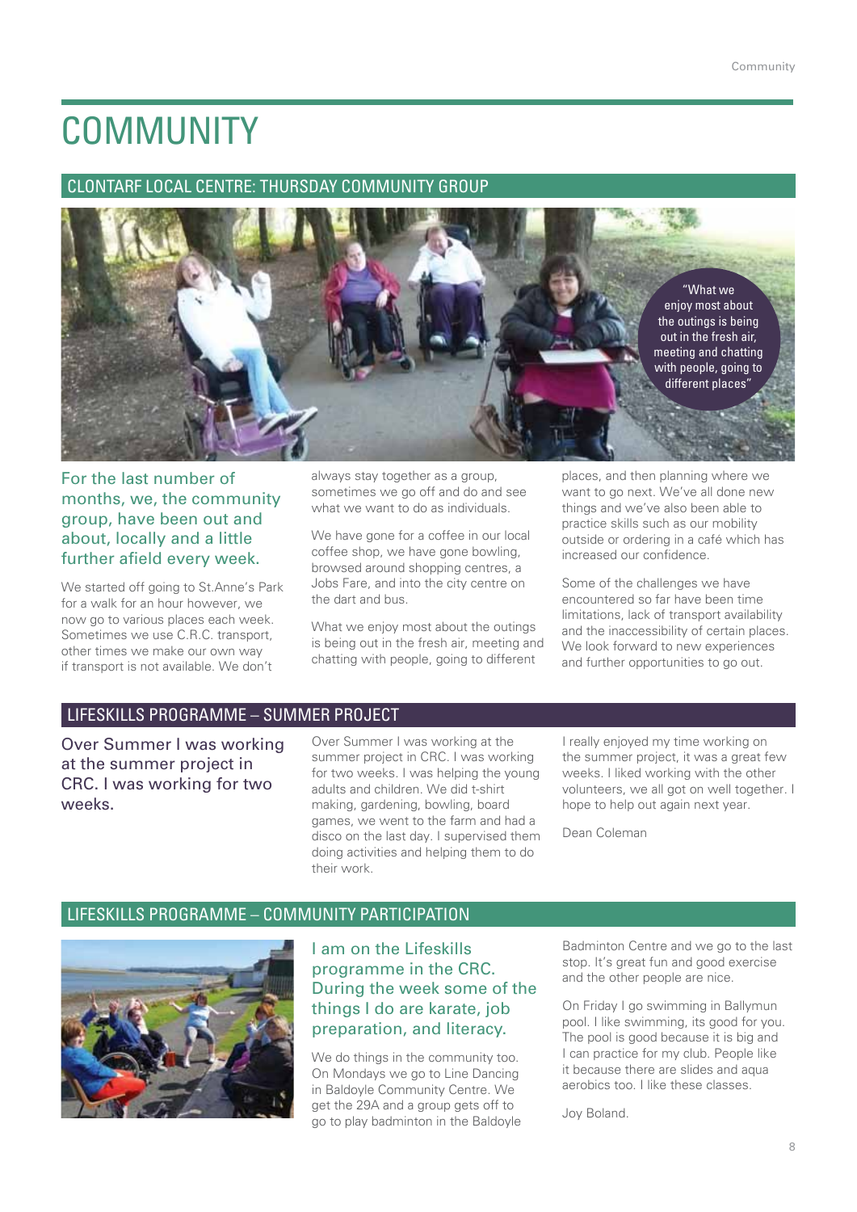# COMMUNITY

## CLONTARF LOCAL CENTRE: THURSDAY COMMUNITY GROUP

"What we enjoy most about the outings is being out in the fresh air, meeting and chatting with people, going to different places"

For the last number of months, we, the community group, have been out and about, locally and a little further afield every week.

We started off going to St.Anne's Park for a walk for an hour however, we now go to various places each week. Sometimes we use C.R.C. transport, other times we make our own way if transport is not available. We don't always stay together as a group, sometimes we go off and do and see what we want to do as individuals.

We have gone for a coffee in our local coffee shop, we have gone bowling, browsed around shopping centres, a Jobs Fare, and into the city centre on the dart and bus.

What we enjoy most about the outings is being out in the fresh air, meeting and chatting with people, going to different places, and then planning where we want to go next. We've all done new things and we've also been able to practice skills such as our mobility outside or ordering in a café which has increased our confidence.

Some of the challenges we have encountered so far have been time limitations, lack of transport availability and the inaccessibility of certain places. We look forward to new experiences and further opportunities to go out.

## LIFESKILLS PROGRAMME – SUMMER PROJECT

Over Summer I was working at the summer project in CRC. I was working for two weeks.

Over Summer I was working at the summer project in CRC. I was working for two weeks. I was helping the young adults and children. We did t-shirt making, gardening, bowling, board games, we went to the farm and had a disco on the last day. I supervised them doing activities and helping them to do their work.

I really enjoyed my time working on the summer project, it was a great few weeks. I liked working with the other volunteers, we all got on well together. I hope to help out again next year.

Dean Coleman

## LIFESKILLS PROGRAMME – COMMUNITY PARTICIPATION

I am on the Lifeskills programme in the CRC. During the week some of the things I do are karate, job preparation, and literacy.

We do things in the community too. On Mondays we go to Line Dancing in Baldoyle Community Centre. We get the 29A and a group gets off to go to play badminton in the Baldoyle Badminton Centre and we go to the last stop. It's great fun and good exercise and the other people are nice.

On Friday I go swimming in Ballymun pool. I like swimming, its good for you. The pool is good because it is big and I can practice for my club. People like it because there are slides and aqua aerobics too. I like these classes.

Joy Boland.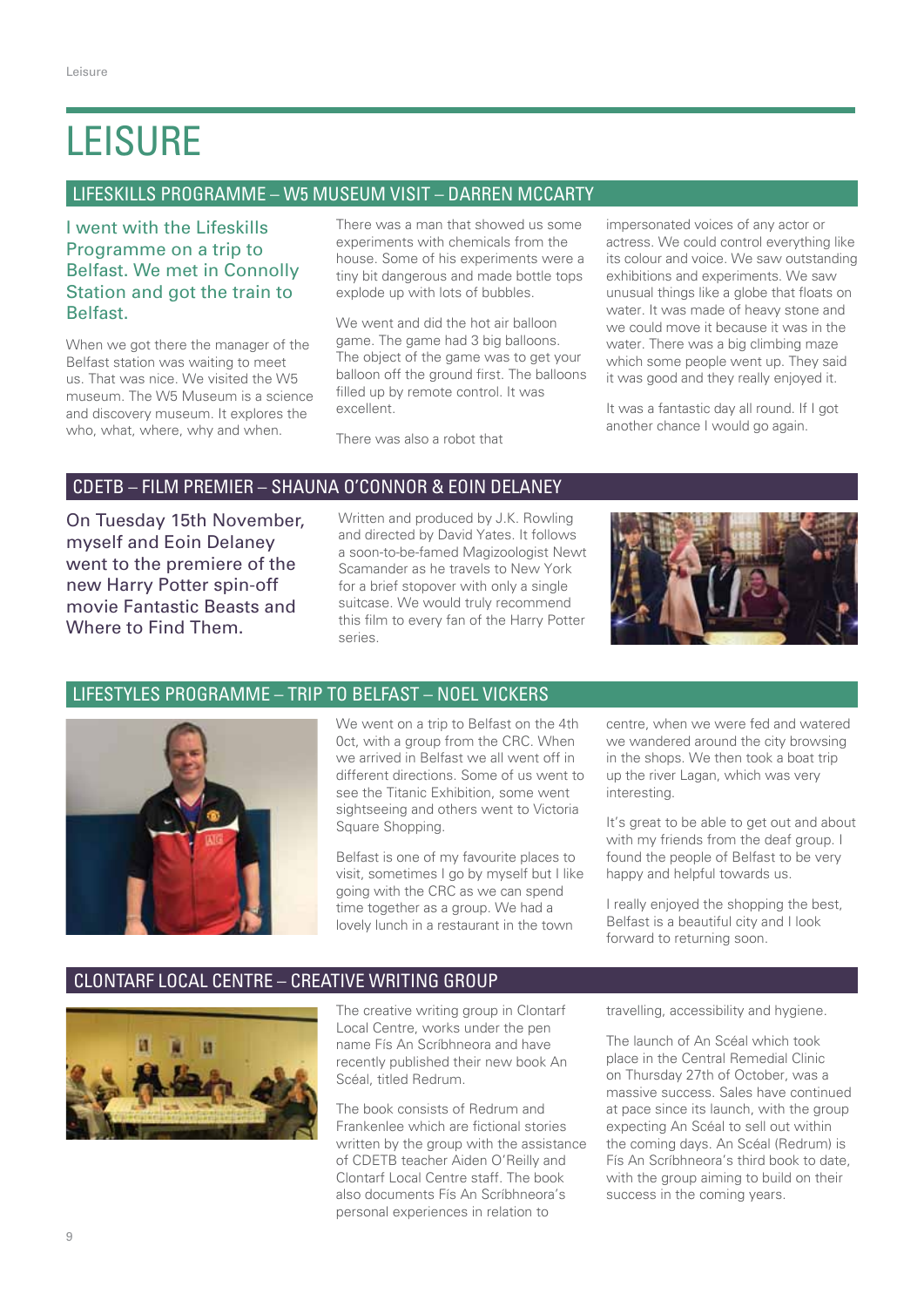# LEISURE

## LIFESKILLS PROGRAMME – W5 MUSEUM VISIT – DARREN MCCARTY

I went with the Lifeskills Programme on a trip to Belfast. We met in Connolly Station and got the train to Belfast.

When we got there the manager of the Belfast station was waiting to meet us. That was nice. We visited the W5 museum. The W5 Museum is a science and discovery museum. It explores the who, what, where, why and when.

There was a man that showed us some experiments with chemicals from the house. Some of his experiments were a tiny bit dangerous and made bottle tops explode up with lots of bubbles.

We went and did the hot air balloon game. The game had 3 big balloons. The object of the game was to get your balloon off the ground first. The balloons filled up by remote control. It was excellent.

There was also a robot that impersonated voices of any actor or actress. We could control everything like its colour and voice. We saw outstanding exhibitions and experiments. We saw unusual things like a globe that floats on water. It was made of heavy stone and we could move it because it was in the water. There was a big climbing maze which some people went up. They said it was good and they really enjoyed it.

It was a fantastic day all round. If I got another chance I would go again.

## CDETB – FILM PREMIER – SHAUNA O'CONNOR & EOIN DELANEY

On Tuesday 15th November, myself and Eoin Delaney went to the premiere of the new Harry Potter spin-off movie Fantastic Beasts and Where to Find Them.

Written and produced by J.K. Rowling and directed by David Yates. It follows a soon-to-be-famed Magizoologist Newt Scamander as he travels to New York for a brief stopover with only a single suitcase. We would truly recommend this film to every fan of the Harry Potter series.

## LIFESTYLES PROGRAMME – TRIP TO BELFAST – NOEL VICKERS

We went on a trip to Belfast on the 4th Oct, with a group from the CRC. When we arrived in Belfast we all went off in different directions. Some of us went to see the Titanic Exhibition, some went sightseeing and others went to Victoria Square Shopping.

Belfast is one of my favourite places to visit, sometimes I go by myself but I like going with the CRC as we can spend time together as a group. We had a lovely lunch in a restaurant in the town centre, when we were fed and watered we wandered around the city browsing in the shops. We then took a boat trip up the river Lagan, which was very interesting.

It's great to be able to get out and about with my friends from the deaf group. I found the people of Belfast to be very happy and helpful towards us.

I really enjoyed the shopping the best, Belfast is a beautiful city and I look forward to returning soon.

## CLONTARF LOCAL CENTRE – CREATIVE WRITING GROUP

The creative writing group in Clontarf Local Centre, works under the pen name Fís An Scríbhneora and have recently published their new book An Scéal, titled Redrum.

The book consists of Redrum and Frankenlee which are fictional stories written by the group with the assistance of CDETB teacher Aiden O'Reilly and Clontarf Local Centre staff. The book also documents Fís An Scríbhneora's personal experiences in relation to travelling, accessibility and hygiene.

The launch of An Scéal which took place in the Central Remedial Clinic on Thursday 27th of October, was a massive success. Sales have continued at pace since its launch, with the group expecting An Scéal to sell out within the coming days. An Scéal (Redrum) is Fís An Scríbhneora's third book to date, with the group aiming to build on their success in the coming years.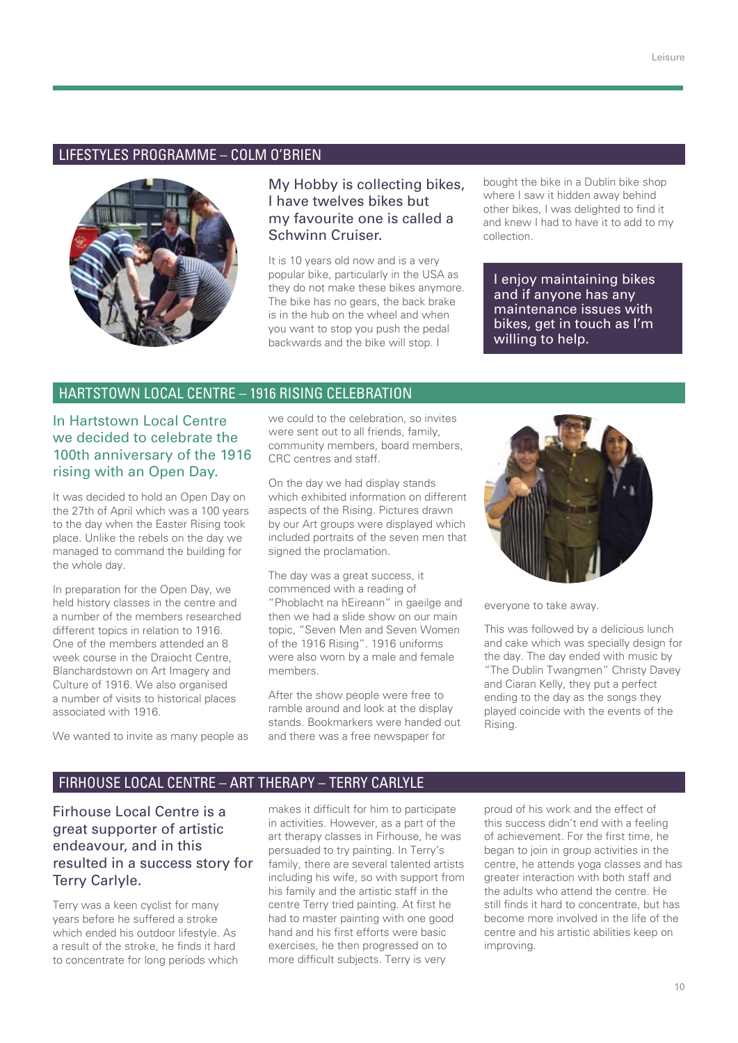## LIFESTYLES PROGRAMME – COLM O'BRIEN

My Hobby is collecting bikes, I have twelves bikes but my favourite one is called a Schwinn Cruiser.

It is 10 years old now and is a very popular bike, particularly in the USA as they do not make these bikes anymore. The bike has no gears, the back brake is in the hub on the wheel and when you want to stop you push the pedal backwards and the bike will stop. I bought the bike in a Dublin bike shop where I saw it hidden away behind other bikes, I was delighted to find it and knew I had to have it to add to my collection.

> I enjoy maintaining bikes and if anyone has any maintenance issues with bikes, get in touch as I'm willing to help.

## HARTSTOWN LOCAL CENTRE – 1916 RISING CELEBRATION

In Hartstown Local Centre we decided to celebrate the 100th anniversary of the 1916 rising with an Open Day.

It was decided to hold an Open Day on the 27th of April which was a 100 years to the day when the Easter Rising took place. Unlike the rebels on the day we managed to command the building for the whole day.

In preparation for the Open Day, we held history classes in the centre and a number of the members researched different topics in relation to 1916. One of the members attended an 8 week course in the Draiocht Centre, Blanchardstown on Art Imagery and Culture of 1916. We also organised a number of visits to historical places associated with 1916.

We wanted to invite as many people as we could to the celebration, so invites were sent out to all friends, family, community members, board members, CRC centres and staff.

On the day we had display stands which exhibited information on different aspects of the Rising. Pictures drawn by our Art groups were displayed which included portraits of the seven men that signed the proclamation.

The day was a great success, it commenced with a reading of "Phoblacht na hEireann" in gaeilge and then we had a slide show on our main topic, "Seven Men and Seven Women of the 1916 Rising". 1916 uniforms were also worn by a male and female members.

After the show people were free to ramble around and look at the display stands. Bookmarkers were handed out and there was a free newspaper for everyone to take away.

This was followed by a delicious lunch and cake which was specially design for the day. The day ended with music by "The Dublin Twangmen" Christy Davey and Ciaran Kelly, they put a perfect ending to the day as the songs they played coincide with the events of the Rising.

## FIRHOUSE LOCAL CENTRE – ART THERAPY – TERRY CARLYLE

Firhouse Local Centre is a great supporter of artistic endeavour, and in this resulted in a success story for Terry Carlyle.

Terry was a keen cyclist for many years before he suffered a stroke which ended his outdoor lifestyle. As a result of the stroke, he finds it hard to concentrate for long periods which makes it difficult for him to participate in activities. However, as a part of the art therapy classes in Firhouse, he was persuaded to try painting. In Terry's family, there are several talented artists including his wife, so with support from his family and the artistic staff in the centre Terry tried painting. At first he had to master painting with one good hand and his first efforts were basic exercises, he then progressed on to more difficult subjects. Terry is very proud of his work and the effect of this success didn't end with a feeling of achievement. For the first time, he began to join in group activities in the centre, he attends yoga classes and has greater interaction with both staff and the adults who attend the centre. He still finds it hard to concentrate, but has become more involved in the life of the centre and his artistic abilities keep on improving.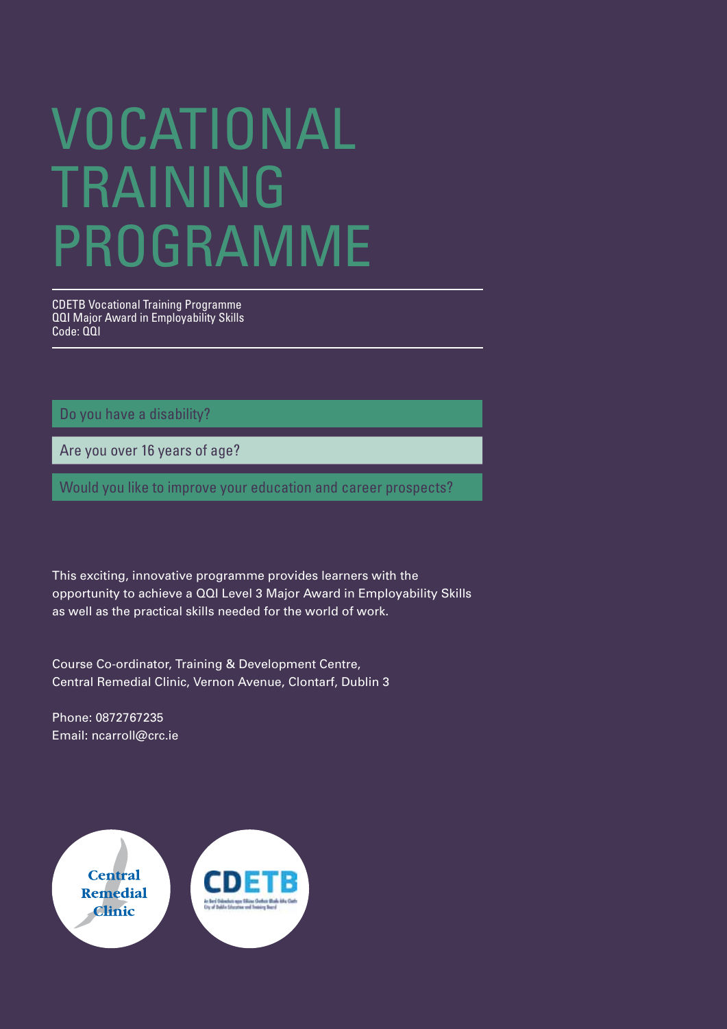# VOCATIONAL TRAINING PROGRAMME

CDETB Vocational Training Programme
QQI Major Award in Employability Skills
Code: QQI

Do you have a disability?

Are you over 16 years of age?

Would you like to improve your education and career prospects?

This exciting, innovative programme provides learners with the opportunity to achieve a QQI Level 3 Major Award in Employability Skills as well as the practical skills needed for the world of work.

Course Co-ordinator, Training & Development Centre,
Central Remedial Clinic, Vernon Avenue, Clontarf, Dublin 3

Phone: 0872767235
Email: ncarroll@crc.ie

Central Remedial Clinic

CDETB